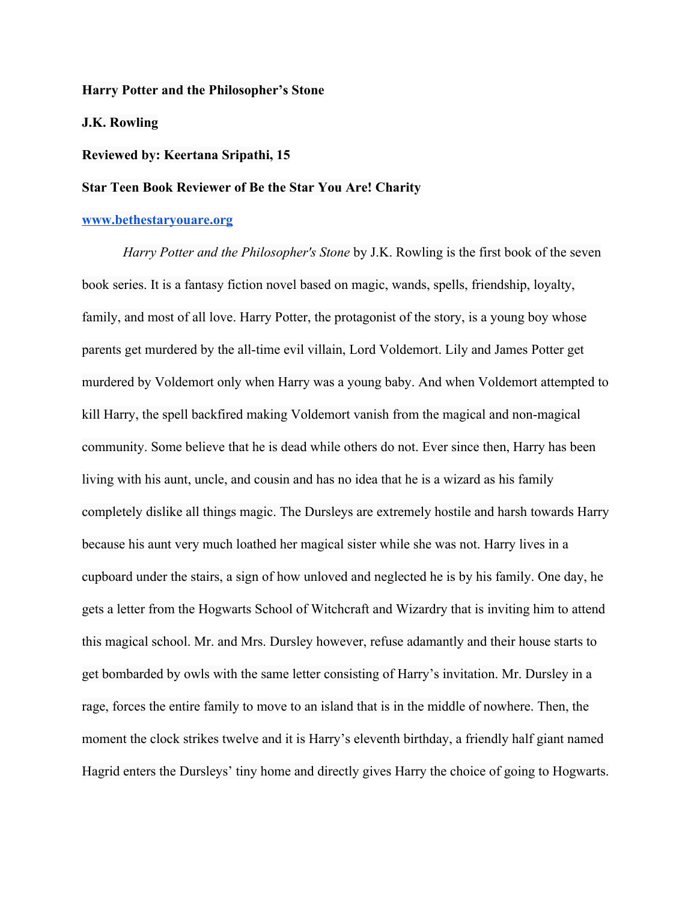**Harry Potter and the Philosopher's Stone**

**J.K. Rowling**

**Reviewed by: Keertana Sripathi, 15**

**Star Teen Book Reviewer of Be the Star You Are! Charity**

**[www.bethestaryouare.org](http://www.bethestaryouare.org)**

*Harry Potter and the Philosopher's Stone* by J.K. Rowling is the first book of the seven book series. It is a fantasy fiction novel based on magic, wands, spells, friendship, loyalty, family, and most of all love. Harry Potter, the protagonist of the story, is a young boy whose parents get murdered by the all-time evil villain, Lord Voldemort. Lily and James Potter get murdered by Voldemort only when Harry was a young baby. And when Voldemort attempted to kill Harry, the spell backfired making Voldemort vanish from the magical and non-magical community. Some believe that he is dead while others do not. Ever since then, Harry has been living with his aunt, uncle, and cousin and has no idea that he is a wizard as his family completely dislike all things magic. The Dursleys are extremely hostile and harsh towards Harry because his aunt very much loathed her magical sister while she was not. Harry lives in a cupboard under the stairs, a sign of how unloved and neglected he is by his family. One day, he gets a letter from the Hogwarts School of Witchcraft and Wizardry that is inviting him to attend this magical school. Mr. and Mrs. Dursley however, refuse adamantly and their house starts to get bombarded by owls with the same letter consisting of Harry's invitation. Mr. Dursley in a rage, forces the entire family to move to an island that is in the middle of nowhere. Then, the moment the clock strikes twelve and it is Harry's eleventh birthday, a friendly half giant named Hagrid enters the Dursleys' tiny home and directly gives Harry the choice of going to Hogwarts.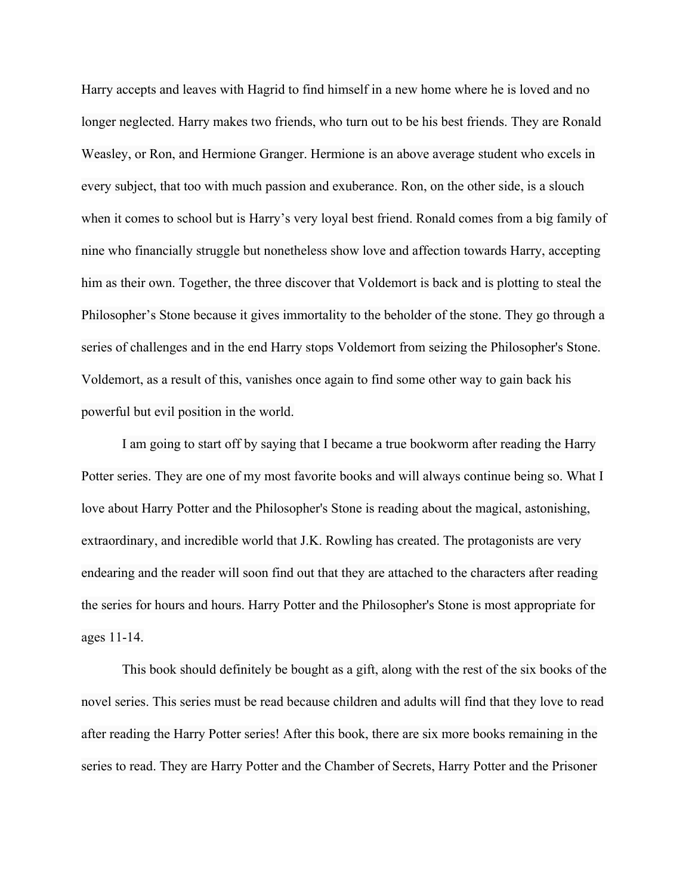Harry accepts and leaves with Hagrid to find himself in a new home where he is loved and no longer neglected. Harry makes two friends, who turn out to be his best friends. They are Ronald Weasley, or Ron, and Hermione Granger. Hermione is an above average student who excels in every subject, that too with much passion and exuberance. Ron, on the other side, is a slouch when it comes to school but is Harry's very loyal best friend. Ronald comes from a big family of nine who financially struggle but nonetheless show love and affection towards Harry, accepting him as their own. Together, the three discover that Voldemort is back and is plotting to steal the Philosopher's Stone because it gives immortality to the beholder of the stone. They go through a series of challenges and in the end Harry stops Voldemort from seizing the Philosopher's Stone. Voldemort, as a result of this, vanishes once again to find some other way to gain back his powerful but evil position in the world.

I am going to start off by saying that I became a true bookworm after reading the Harry Potter series. They are one of my most favorite books and will always continue being so. What I love about Harry Potter and the Philosopher's Stone is reading about the magical, astonishing, extraordinary, and incredible world that J.K. Rowling has created. The protagonists are very endearing and the reader will soon find out that they are attached to the characters after reading the series for hours and hours. Harry Potter and the Philosopher's Stone is most appropriate for ages 11-14.

This book should definitely be bought as a gift, along with the rest of the six books of the novel series. This series must be read because children and adults will find that they love to read after reading the Harry Potter series! After this book, there are six more books remaining in the series to read. They are Harry Potter and the Chamber of Secrets, Harry Potter and the Prisoner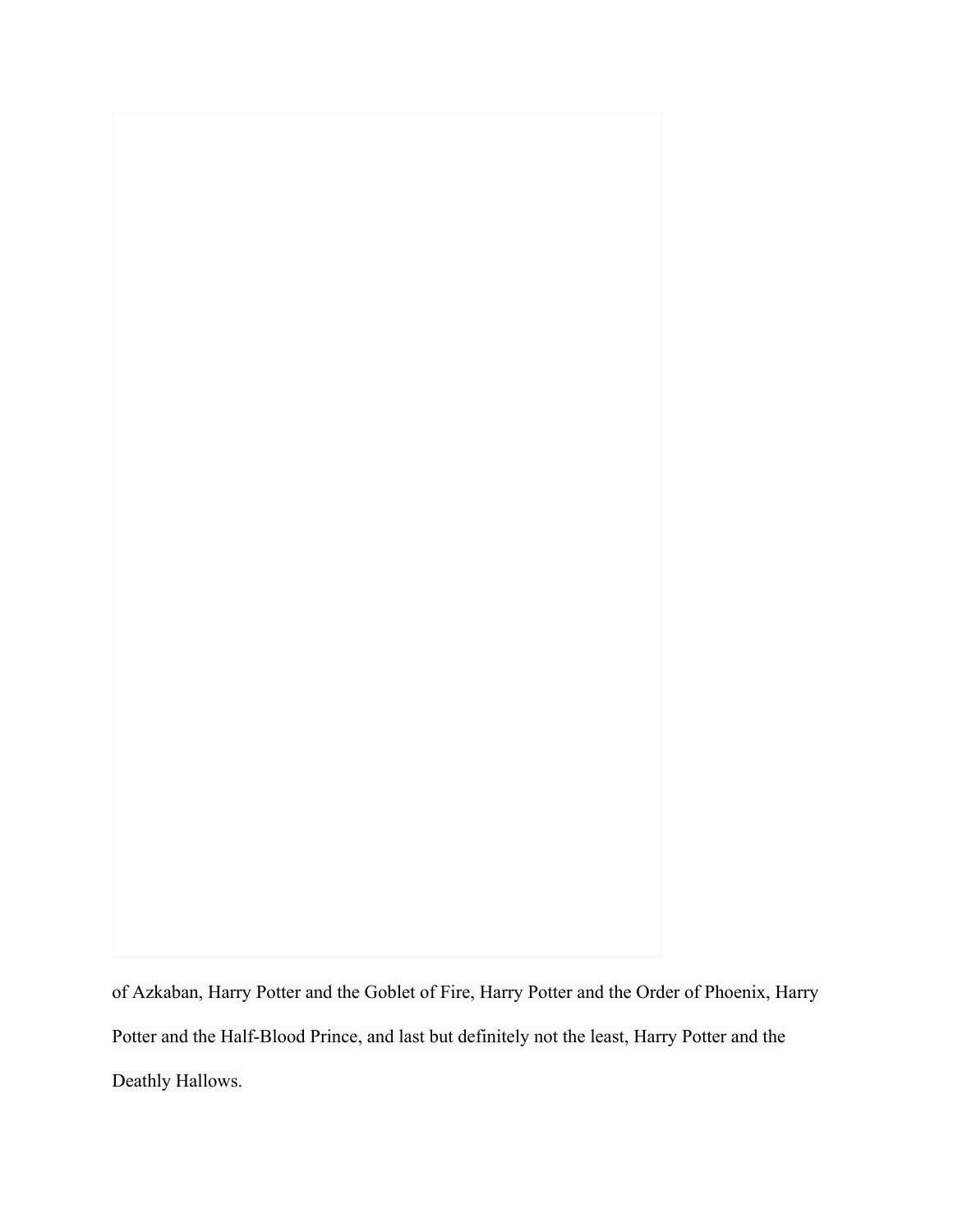of Azkaban, Harry Potter and the Goblet of Fire, Harry Potter and the Order of Phoenix, Harry Potter and the Half-Blood Prince, and last but definitely not the least, Harry Potter and the Deathly Hallows.